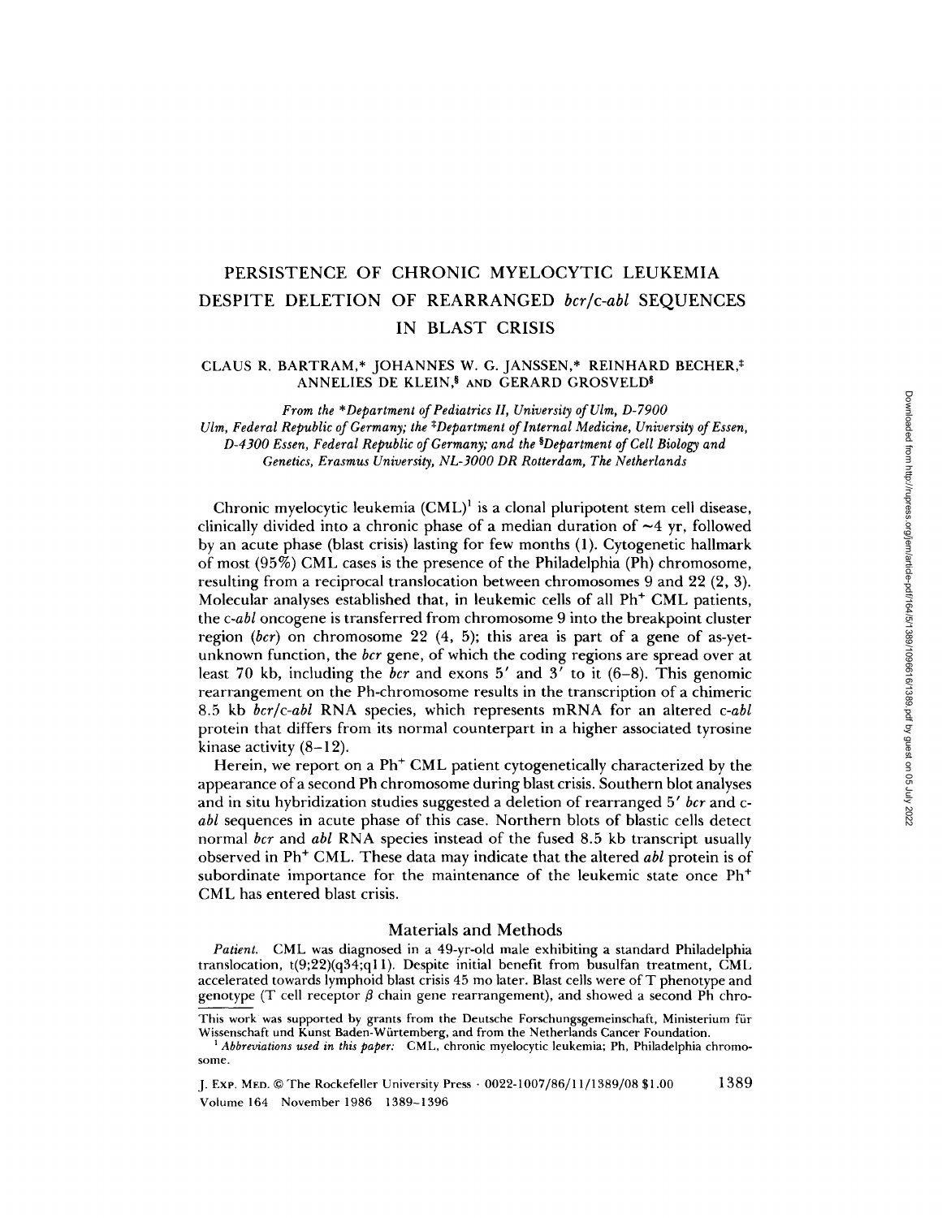# PERSISTENCE OF CHRONIC MYELOCYTIC LEUKEMIA DESPITE DELETION OF REARRANGED *bcr/c-abl* SEQUENCES IN BLAST CRISIS

CLAUS R. BARTRAM,* JOHANNES W. G. JANSSEN,* REINHARD BECHER,‡ ANNELIES DE KLEIN,§ AND GERARD GROSVELD§

*From the \*Department of Pediatrics II, University of Ulm, D-7900 Ulm, Federal Republic of Germany; the ‡Department of Internal Medicine, University of Essen, D-4300 Essen, Federal Republic of Germany; and the §Department of Cell Biology and Genetics, Erasmus University, NL-3000 DR Rotterdam, The Netherlands*

Chronic myelocytic leukemia (CML)[1] is a clonal pluripotent stem cell disease, clinically divided into a chronic phase of a median duration of ~4 yr, followed by an acute phase (blast crisis) lasting for few months (1). Cytogenetic hallmark of most (95%) CML cases is the presence of the Philadelphia (Ph) chromosome, resulting from a reciprocal translocation between chromosomes 9 and 22 (2, 3). Molecular analyses established that, in leukemic cells of all $Ph^+$ CML patients, the *c-abl* oncogene is transferred from chromosome 9 into the breakpoint cluster region (*bcr*) on chromosome 22 (4, 5); this area is part of a gene of as-yet-unknown function, the *bcr* gene, of which the coding regions are spread over at least 70 kb, including the *bcr* and exons 5' and 3' to it (6–8). This genomic rearrangement on the Ph-chromosome results in the transcription of a chimeric 8.5 kb *bcr/c-abl* RNA species, which represents mRNA for an altered *c-abl* protein that differs from its normal counterpart in a higher associated tyrosine kinase activity (8–12).

Herein, we report on a $Ph^+$ CML patient cytogenetically characterized by the appearance of a second Ph chromosome during blast crisis. Southern blot analyses and in situ hybridization studies suggested a deletion of rearranged 5' *bcr* and *c-abl* sequences in acute phase of this case. Northern blots of blastic cells detect normal *bcr* and *abl* RNA species instead of the fused 8.5 kb transcript usually observed in $Ph^+$ CML. These data may indicate that the altered *abl* protein is of subordinate importance for the maintenance of the leukemic state once $Ph^+$ CML has entered blast crisis.

## Materials and Methods

*Patient.* CML was diagnosed in a 49-yr-old male exhibiting a standard Philadelphia translocation, t(9;22)(q34;q11). Despite initial benefit from busulfan treatment, CML accelerated towards lymphoid blast crisis 45 mo later. Blast cells were of T phenotype and genotype (T cell receptor $\beta$ chain gene rearrangement), and showed a second Ph chro-

This work was supported by grants from the Deutsche Forschungsgemeinschaft, Ministerium für Wissenschaft und Kunst Baden-Würtemberg, and from the Netherlands Cancer Foundation.

[1] *Abbreviations used in this paper:* CML, chronic myelocytic leukemia; Ph, Philadelphia chromosome.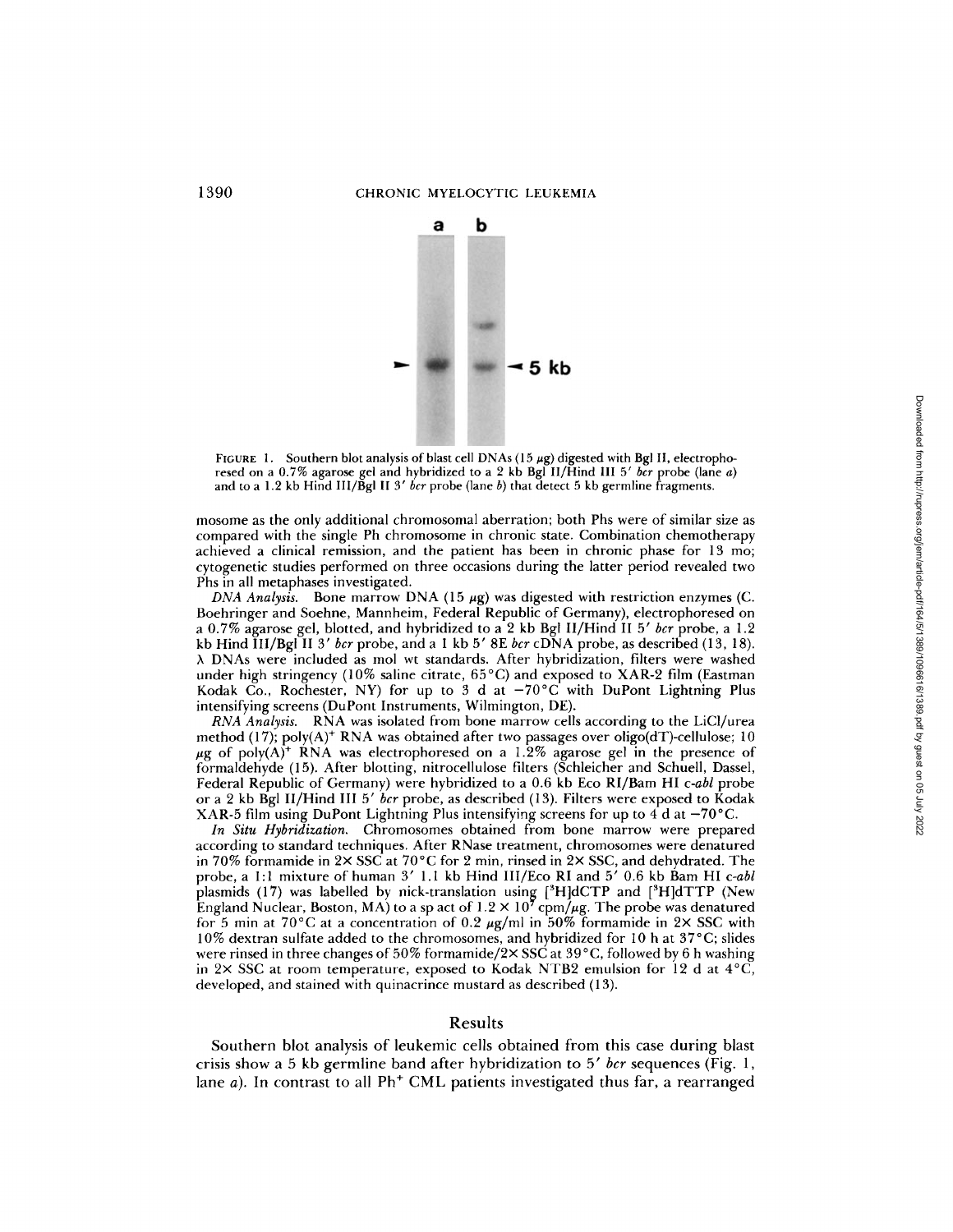FIGURE 1. Southern blot analysis of blast cell DNAs (15 μg) digested with Bgl II, electrophoresed on a 0.7% agarose gel and hybridized to a 2 kb Bgl II/Hind III 5′ *bcr* probe (lane *a*) and to a 1.2 kb Hind III/Bgl II 3′ *bcr* probe (lane *b*) that detect 5 kb germline fragments.

mosome as the only additional chromosomal aberration; both Phs were of similar size as compared with the single Ph chromosome in chronic state. Combination chemotherapy achieved a clinical remission, and the patient has been in chronic phase for 13 mo; cytogenetic studies performed on three occasions during the latter period revealed two Phs in all metaphases investigated.

*DNA Analysis.* Bone marrow DNA (15 μg) was digested with restriction enzymes (C. Boehringer and Soehne, Mannheim, Federal Republic of Germany), electrophoresed on a 0.7% agarose gel, blotted, and hybridized to a 2 kb Bgl II/Hind II 5′ *bcr* probe, a 1.2 kb Hind III/Bgl II 3′ *bcr* probe, and a 1 kb 5′ 8E *bcr* cDNA probe, as described (13, 18). λ DNAs were included as mol wt standards. After hybridization, filters were washed under high stringency (10% saline citrate, 65°C) and exposed to XAR-2 film (Eastman Kodak Co., Rochester, NY) for up to 3 d at −70°C with DuPont Lightning Plus intensifying screens (DuPont Instruments, Wilmington, DE).

*RNA Analysis.* RNA was isolated from bone marrow cells according to the LiCl/urea method (17); poly(A)$^+$ RNA was obtained after two passages over oligo(dT)-cellulose; 10 μg of poly(A)$^+$ RNA was electrophoresed on a 1.2% agarose gel in the presence of formaldehyde (15). After blotting, nitrocellulose filters (Schleicher and Schuell, Dassel, Federal Republic of Germany) were hybridized to a 0.6 kb Eco RI/Bam HI c-*abl* probe or a 2 kb Bgl II/Hind III 5′ *bcr* probe, as described (13). Filters were exposed to Kodak XAR-5 film using DuPont Lightning Plus intensifying screens for up to 4 d at −70°C.

*In Situ Hybridization.* Chromosomes obtained from bone marrow were prepared according to standard techniques. After RNase treatment, chromosomes were denatured in 70% formamide in 2× SSC at 70°C for 2 min, rinsed in 2× SSC, and dehydrated. The probe, a 1:1 mixture of human 3′ 1.1 kb Hind III/Eco RI and 5′ 0.6 kb Bam HI c-*abl* plasmids (17) was labelled by nick-translation using [$^3$H]dCTP and [$^3$H]dTTP (New England Nuclear, Boston, MA) to a sp act of $1.2 \times 10^7$ cpm/μg. The probe was denatured for 5 min at 70°C at a concentration of 0.2 μg/ml in 50% formamide in 2× SSC with 10% dextran sulfate added to the chromosomes, and hybridized for 10 h at 37°C; slides were rinsed in three changes of 50% formamide/2× SSC at 39°C, followed by 6 h washing in 2× SSC at room temperature, exposed to Kodak NTB2 emulsion for 12 d at 4°C, developed, and stained with quinacrince mustard as described (13).

## Results

Southern blot analysis of leukemic cells obtained from this case during blast crisis show a 5 kb germline band after hybridization to 5′ *bcr* sequences (Fig. 1, lane *a*). In contrast to all Ph$^+$ CML patients investigated thus far, a rearranged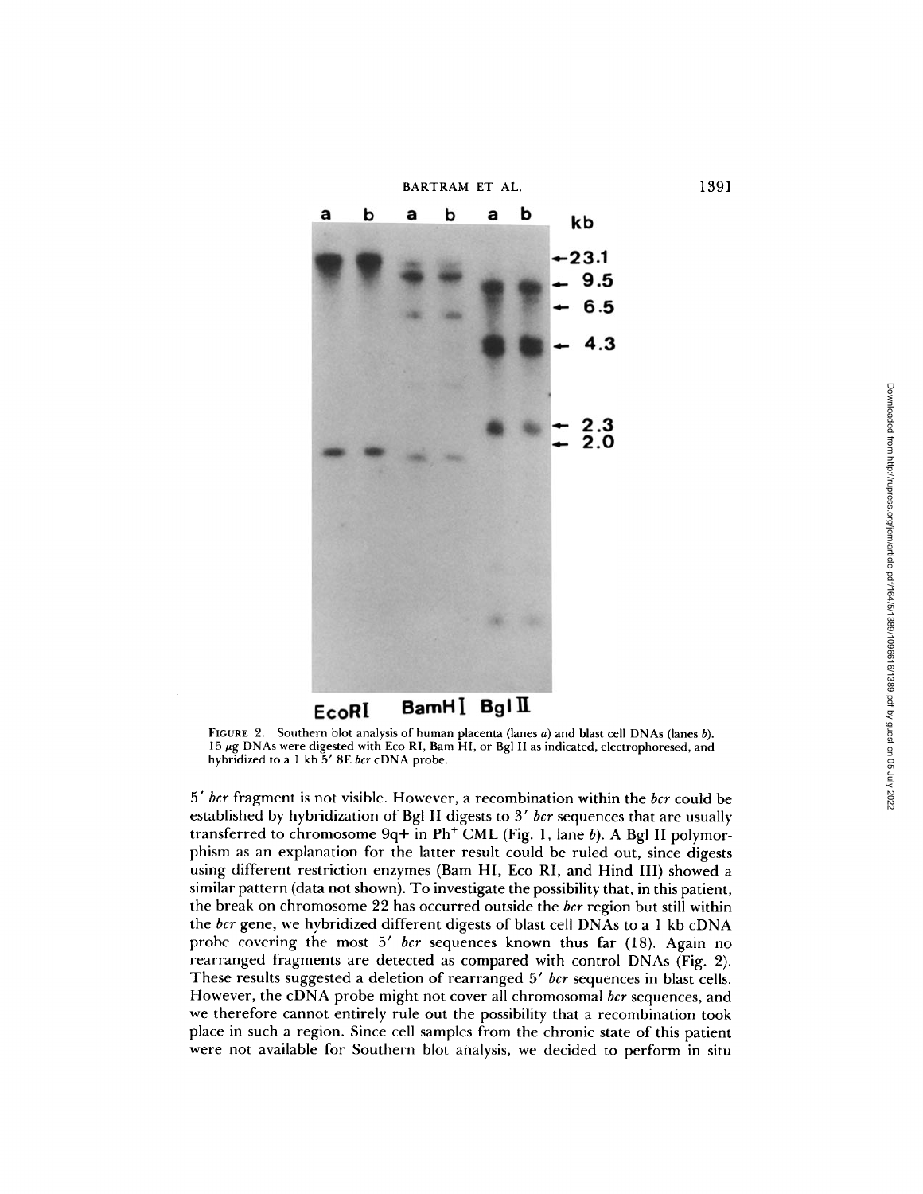FIGURE 2. Southern blot analysis of human placenta (lanes *a*) and blast cell DNAs (lanes *b*). 15 μg DNAs were digested with Eco RI, Bam HI, or Bgl II as indicated, electrophoresed, and hybridized to a 1 kb 5′ 8E *bcr* cDNA probe.

5′ *bcr* fragment is not visible. However, a recombination within the *bcr* could be established by hybridization of Bgl II digests to 3′ *bcr* sequences that are usually transferred to chromosome 9q+ in Ph$^+$ CML (Fig. 1, lane *b*). A Bgl II polymorphism as an explanation for the latter result could be ruled out, since digests using different restriction enzymes (Bam HI, Eco RI, and Hind III) showed a similar pattern (data not shown). To investigate the possibility that, in this patient, the break on chromosome 22 has occurred outside the *bcr* region but still within the *bcr* gene, we hybridized different digests of blast cell DNAs to a 1 kb cDNA probe covering the most 5′ *bcr* sequences known thus far (18). Again no rearranged fragments are detected as compared with control DNAs (Fig. 2). These results suggested a deletion of rearranged 5′ *bcr* sequences in blast cells. However, the cDNA probe might not cover all chromosomal *bcr* sequences, and we therefore cannot entirely rule out the possibility that a recombination took place in such a region. Since cell samples from the chronic state of this patient were not available for Southern blot analysis, we decided to perform in situ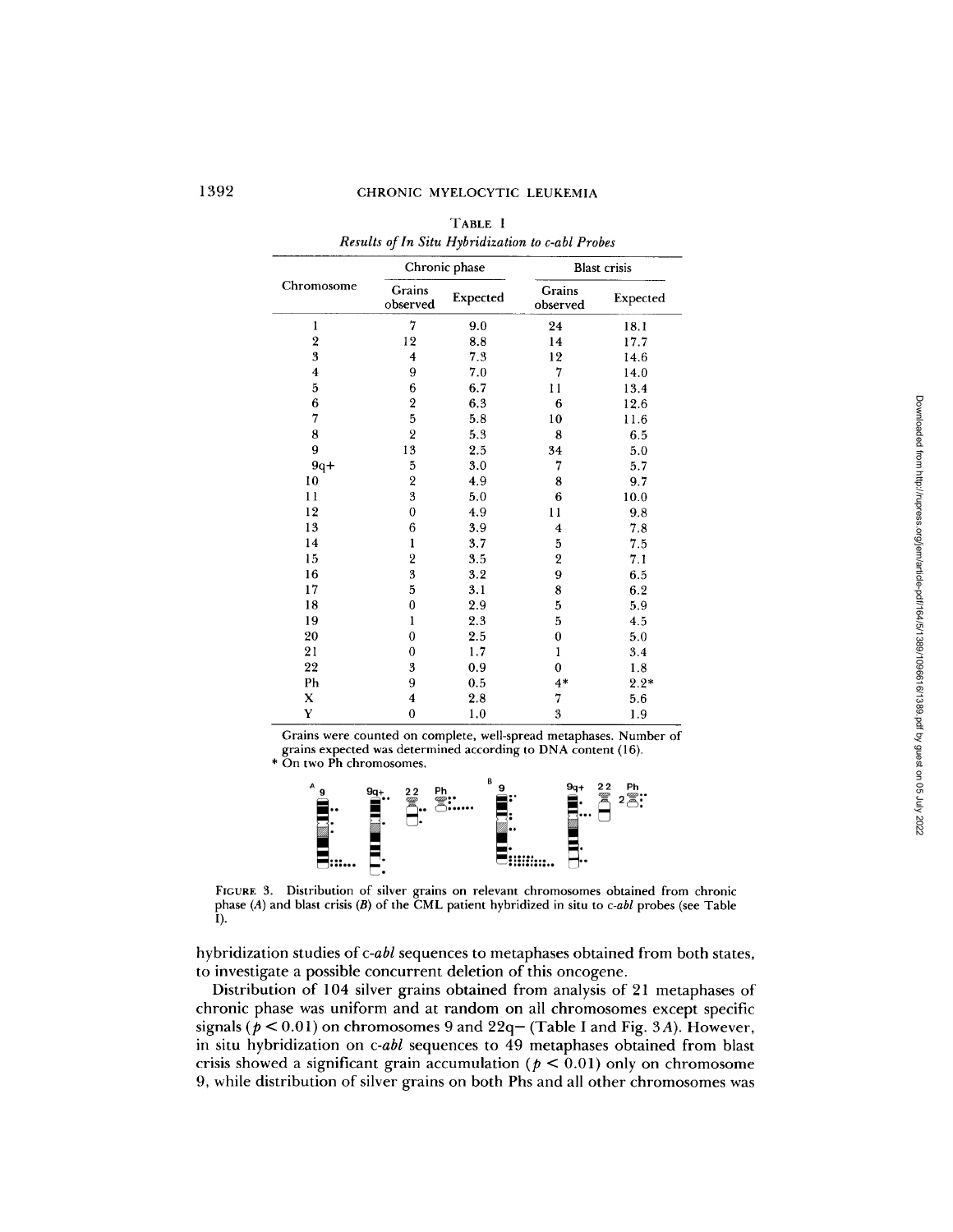TABLE I

*Results of In Situ Hybridization to c-abl Probes*

| Chromosome | Chronic phase | | Blast crisis | |
|---|---|---|---|---|
| | Grains observed | Expected | Grains observed | Expected |
| 1 | 7 | 9.0 | 24 | 18.1 |
| 2 | 12 | 8.8 | 14 | 17.7 |
| 3 | 4 | 7.3 | 12 | 14.6 |
| 4 | 9 | 7.0 | 7 | 14.0 |
| 5 | 6 | 6.7 | 11 | 13.4 |
| 6 | 2 | 6.3 | 6 | 12.6 |
| 7 | 5 | 5.8 | 10 | 11.6 |
| 8 | 2 | 5.3 | 8 | 6.5 |
| 9 | 13 | 2.5 | 34 | 5.0 |
| 9q+ | 5 | 3.0 | 7 | 5.7 |
| 10 | 2 | 4.9 | 8 | 9.7 |
| 11 | 3 | 5.0 | 6 | 10.0 |
| 12 | 0 | 4.9 | 11 | 9.8 |
| 13 | 6 | 3.9 | 4 | 7.8 |
| 14 | 1 | 3.7 | 5 | 7.5 |
| 15 | 2 | 3.5 | 2 | 7.1 |
| 16 | 3 | 3.2 | 9 | 6.5 |
| 17 | 5 | 3.1 | 8 | 6.2 |
| 18 | 0 | 2.9 | 5 | 5.9 |
| 19 | 1 | 2.3 | 5 | 4.5 |
| 20 | 0 | 2.5 | 0 | 5.0 |
| 21 | 0 | 1.7 | 1 | 3.4 |
| 22 | 3 | 0.9 | 0 | 1.8 |
| Ph | 9 | 0.5 | 4* | 2.2* |
| X | 4 | 2.8 | 7 | 5.6 |
| Y | 0 | 1.0 | 3 | 1.9 |

Grains were counted on complete, well-spread metaphases. Number of grains expected was determined according to DNA content (16).
* On two Ph chromosomes.

FIGURE 3. Distribution of silver grains on relevant chromosomes obtained from chronic phase (*A*) and blast crisis (*B*) of the CML patient hybridized in situ to c-*abl* probes (see Table I).

hybridization studies of c-*abl* sequences to metaphases obtained from both states, to investigate a possible concurrent deletion of this oncogene.

Distribution of 104 silver grains obtained from analysis of 21 metaphases of chronic phase was uniform and at random on all chromosomes except specific signals ($p < 0.01$) on chromosomes 9 and 22q− (Table I and Fig. 3*A*). However, in situ hybridization on c-*abl* sequences to 49 metaphases obtained from blast crisis showed a significant grain accumulation ($p < 0.01$) only on chromosome 9, while distribution of silver grains on both Phs and all other chromosomes was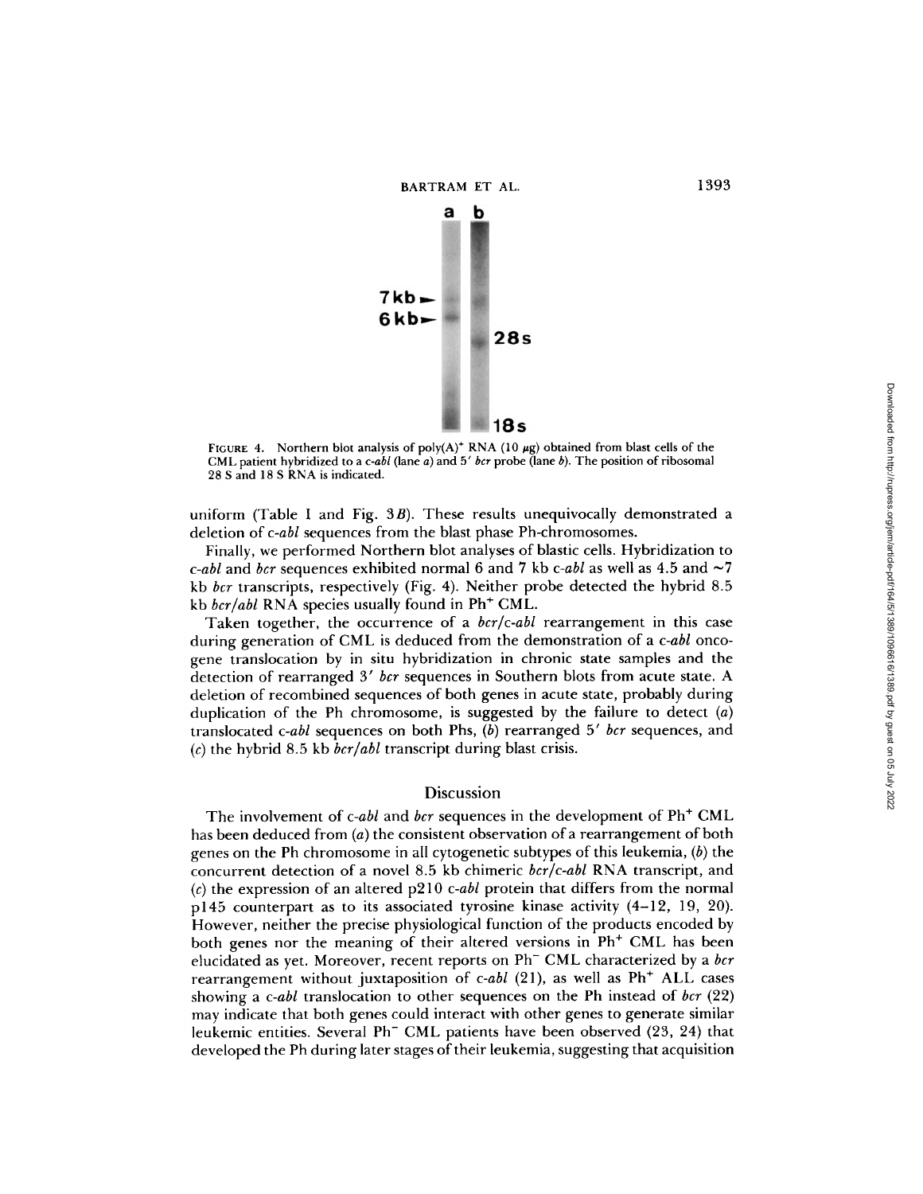FIGURE 4. Northern blot analysis of poly(A)$^+$ RNA (10 $\mu$g) obtained from blast cells of the CML patient hybridized to a *c-abl* (lane *a*) and 5′ *bcr* probe (lane *b*). The position of ribosomal 28 S and 18 S RNA is indicated.

uniform (Table I and Fig. 3*B*). These results unequivocally demonstrated a deletion of *c-abl* sequences from the blast phase Ph-chromosomes.

Finally, we performed Northern blot analyses of blastic cells. Hybridization to *c-abl* and *bcr* sequences exhibited normal 6 and 7 kb *c-abl* as well as 4.5 and ~7 kb *bcr* transcripts, respectively (Fig. 4). Neither probe detected the hybrid 8.5 kb *bcr/abl* RNA species usually found in Ph$^+$ CML.

Taken together, the occurrence of a *bcr/c-abl* rearrangement in this case during generation of CML is deduced from the demonstration of a *c-abl* oncogene translocation by in situ hybridization in chronic state samples and the detection of rearranged 3′ *bcr* sequences in Southern blots from acute state. A deletion of recombined sequences of both genes in acute state, probably during duplication of the Ph chromosome, is suggested by the failure to detect (*a*) translocated *c-abl* sequences on both Phs, (*b*) rearranged 5′ *bcr* sequences, and (*c*) the hybrid 8.5 kb *bcr/abl* transcript during blast crisis.

## Discussion

The involvement of *c-abl* and *bcr* sequences in the development of Ph$^+$ CML has been deduced from (*a*) the consistent observation of a rearrangement of both genes on the Ph chromosome in all cytogenetic subtypes of this leukemia, (*b*) the concurrent detection of a novel 8.5 kb chimeric *bcr/c-abl* RNA transcript, and (*c*) the expression of an altered p210 *c-abl* protein that differs from the normal p145 counterpart as to its associated tyrosine kinase activity (4–12, 19, 20). However, neither the precise physiological function of the products encoded by both genes nor the meaning of their altered versions in Ph$^+$ CML has been elucidated as yet. Moreover, recent reports on Ph$^-$ CML characterized by a *bcr* rearrangement without juxtaposition of *c-abl* (21), as well as Ph$^+$ ALL cases showing a *c-abl* translocation to other sequences on the Ph instead of *bcr* (22) may indicate that both genes could interact with other genes to generate similar leukemic entities. Several Ph$^-$ CML patients have been observed (23, 24) that developed the Ph during later stages of their leukemia, suggesting that acquisition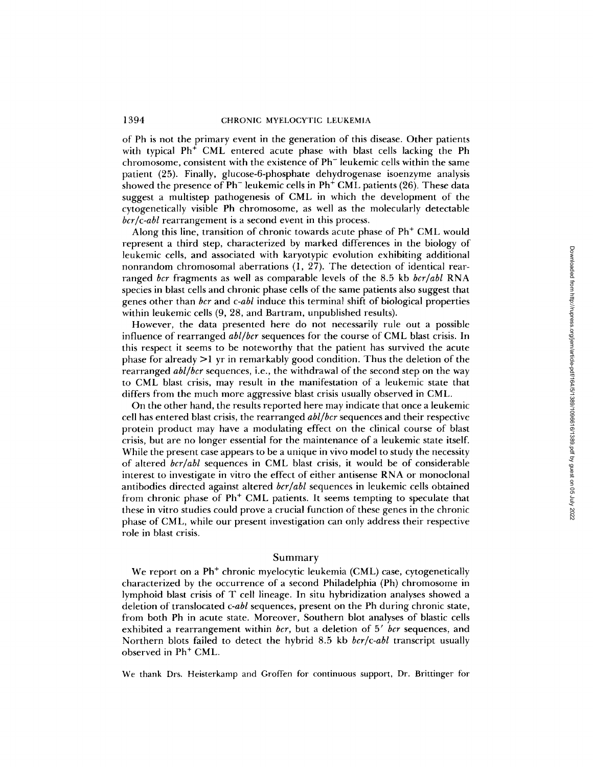of Ph is not the primary event in the generation of this disease. Other patients with typical $Ph^+$ CML entered acute phase with blast cells lacking the Ph chromosome, consistent with the existence of $Ph^-$ leukemic cells within the same patient (25). Finally, glucose-6-phosphate dehydrogenase isoenzyme analysis showed the presence of $Ph^-$ leukemic cells in $Ph^+$ CML patients (26). These data suggest a multistep pathogenesis of CML in which the development of the cytogenetically visible Ph chromosome, as well as the molecularly detectable *bcr/c-abl* rearrangement is a second event in this process.

Along this line, transition of chronic towards acute phase of $Ph^+$ CML would represent a third step, characterized by marked differences in the biology of leukemic cells, and associated with karyotypic evolution exhibiting additional nonrandom chromosomal aberrations (1, 27). The detection of identical rearranged *bcr* fragments as well as comparable levels of the 8.5 kb *bcr/abl* RNA species in blast cells and chronic phase cells of the same patients also suggest that genes other than *bcr* and *c-abl* induce this terminal shift of biological properties within leukemic cells (9, 28, and Bartram, unpublished results).

However, the data presented here do not necessarily rule out a possible influence of rearranged *abl/bcr* sequences for the course of CML blast crisis. In this respect it seems to be noteworthy that the patient has survived the acute phase for already >1 yr in remarkably good condition. Thus the deletion of the rearranged *abl/bcr* sequences, i.e., the withdrawal of the second step on the way to CML blast crisis, may result in the manifestation of a leukemic state that differs from the much more aggressive blast crisis usually observed in CML.

On the other hand, the results reported here may indicate that once a leukemic cell has entered blast crisis, the rearranged *abl/bcr* sequences and their respective protein product may have a modulating effect on the clinical course of blast crisis, but are no longer essential for the maintenance of a leukemic state itself. While the present case appears to be a unique in vivo model to study the necessity of altered *bcr/abl* sequences in CML blast crisis, it would be of considerable interest to investigate in vitro the effect of either antisense RNA or monoclonal antibodies directed against altered *bcr/abl* sequences in leukemic cells obtained from chronic phase of $Ph^+$ CML patients. It seems tempting to speculate that these in vitro studies could prove a crucial function of these genes in the chronic phase of CML, while our present investigation can only address their respective role in blast crisis.

## Summary

We report on a $Ph^+$ chronic myelocytic leukemia (CML) case, cytogenetically characterized by the occurrence of a second Philadelphia (Ph) chromosome in lymphoid blast crisis of T cell lineage. In situ hybridization analyses showed a deletion of translocated *c-abl* sequences, present on the Ph during chronic state, from both Ph in acute state. Moreover, Southern blot analyses of blastic cells exhibited a rearrangement within *bcr*, but a deletion of 5′ *bcr* sequences, and Northern blots failed to detect the hybrid 8.5 kb *bcr/c-abl* transcript usually observed in $Ph^+$ CML.

We thank Drs. Heisterkamp and Groffen for continuous support, Dr. Brittinger for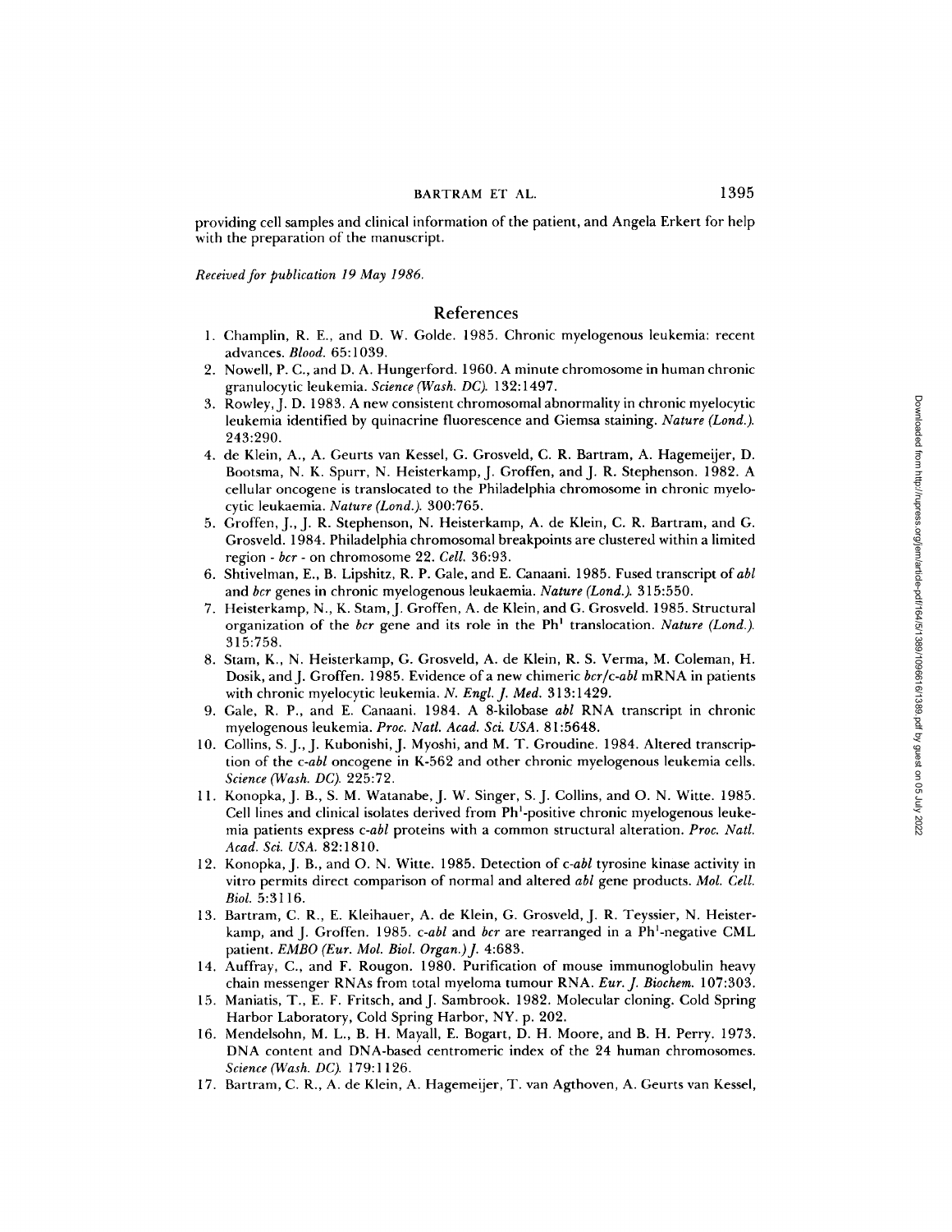providing cell samples and clinical information of the patient, and Angela Erkert for help with the preparation of the manuscript.

*Received for publication 19 May 1986.*

## References

1. Champlin, R. E., and D. W. Golde. 1985. Chronic myelogenous leukemia: recent advances. *Blood.* 65:1039.
2. Nowell, P. C., and D. A. Hungerford. 1960. A minute chromosome in human chronic granulocytic leukemia. *Science (Wash. DC).* 132:1497.
3. Rowley, J. D. 1983. A new consistent chromosomal abnormality in chronic myelocytic leukemia identified by quinacrine fluorescence and Giemsa staining. *Nature (Lond.).* 243:290.
4. de Klein, A., A. Geurts van Kessel, G. Grosveld, C. R. Bartram, A. Hagemeijer, D. Bootsma, N. K. Spurr, N. Heisterkamp, J. Groffen, and J. R. Stephenson. 1982. A cellular oncogene is translocated to the Philadelphia chromosome in chronic myelocytic leukaemia. *Nature (Lond.).* 300:765.
5. Groffen, J., J. R. Stephenson, N. Heisterkamp, A. de Klein, C. R. Bartram, and G. Grosveld. 1984. Philadelphia chromosomal breakpoints are clustered within a limited region - *bcr* - on chromosome 22. *Cell.* 36:93.
6. Shtivelman, E., B. Lipshitz, R. P. Gale, and E. Canaani. 1985. Fused transcript of *abl* and *bcr* genes in chronic myelogenous leukaemia. *Nature (Lond.).* 315:550.
7. Heisterkamp, N., K. Stam, J. Groffen, A. de Klein, and G. Grosveld. 1985. Structural organization of the *bcr* gene and its role in the Ph[1] translocation. *Nature (Lond.).* 315:758.
8. Stam, K., N. Heisterkamp, G. Grosveld, A. de Klein, R. S. Verma, M. Coleman, H. Dosik, and J. Groffen. 1985. Evidence of a new chimeric *bcr/c-abl* mRNA in patients with chronic myelocytic leukemia. *N. Engl. J. Med.* 313:1429.
9. Gale, R. P., and E. Canaani. 1984. A 8-kilobase *abl* RNA transcript in chronic myelogenous leukemia. *Proc. Natl. Acad. Sci. USA.* 81:5648.
10. Collins, S. J., J. Kubonishi, J. Myoshi, and M. T. Groudine. 1984. Altered transcription of the c-*abl* oncogene in K-562 and other chronic myelogenous leukemia cells. *Science (Wash. DC).* 225:72.
11. Konopka, J. B., S. M. Watanabe, J. W. Singer, S. J. Collins, and O. N. Witte. 1985. Cell lines and clinical isolates derived from Ph[1]-positive chronic myelogenous leukemia patients express c-*abl* proteins with a common structural alteration. *Proc. Natl. Acad. Sci. USA.* 82:1810.
12. Konopka, J. B., and O. N. Witte. 1985. Detection of c-*abl* tyrosine kinase activity in vitro permits direct comparison of normal and altered *abl* gene products. *Mol. Cell. Biol.* 5:3116.
13. Bartram, C. R., E. Kleihauer, A. de Klein, G. Grosveld, J. R. Teyssier, N. Heisterkamp, and J. Groffen. 1985. c-*abl* and *bcr* are rearranged in a Ph[1]-negative CML patient. *EMBO (Eur. Mol. Biol. Organ.) J.* 4:683.
14. Auffray, C., and F. Rougon. 1980. Purification of mouse immunoglobulin heavy chain messenger RNAs from total myeloma tumour RNA. *Eur. J. Biochem.* 107:303.
15. Maniatis, T., E. F. Fritsch, and J. Sambrook. 1982. Molecular cloning. Cold Spring Harbor Laboratory, Cold Spring Harbor, NY. p. 202.
16. Mendelsohn, M. L., B. H. Mayall, E. Bogart, D. H. Moore, and B. H. Perry. 1973. DNA content and DNA-based centromeric index of the 24 human chromosomes. *Science (Wash. DC).* 179:1126.
17. Bartram, C. R., A. de Klein, A. Hagemeijer, T. van Agthoven, A. Geurts van Kessel,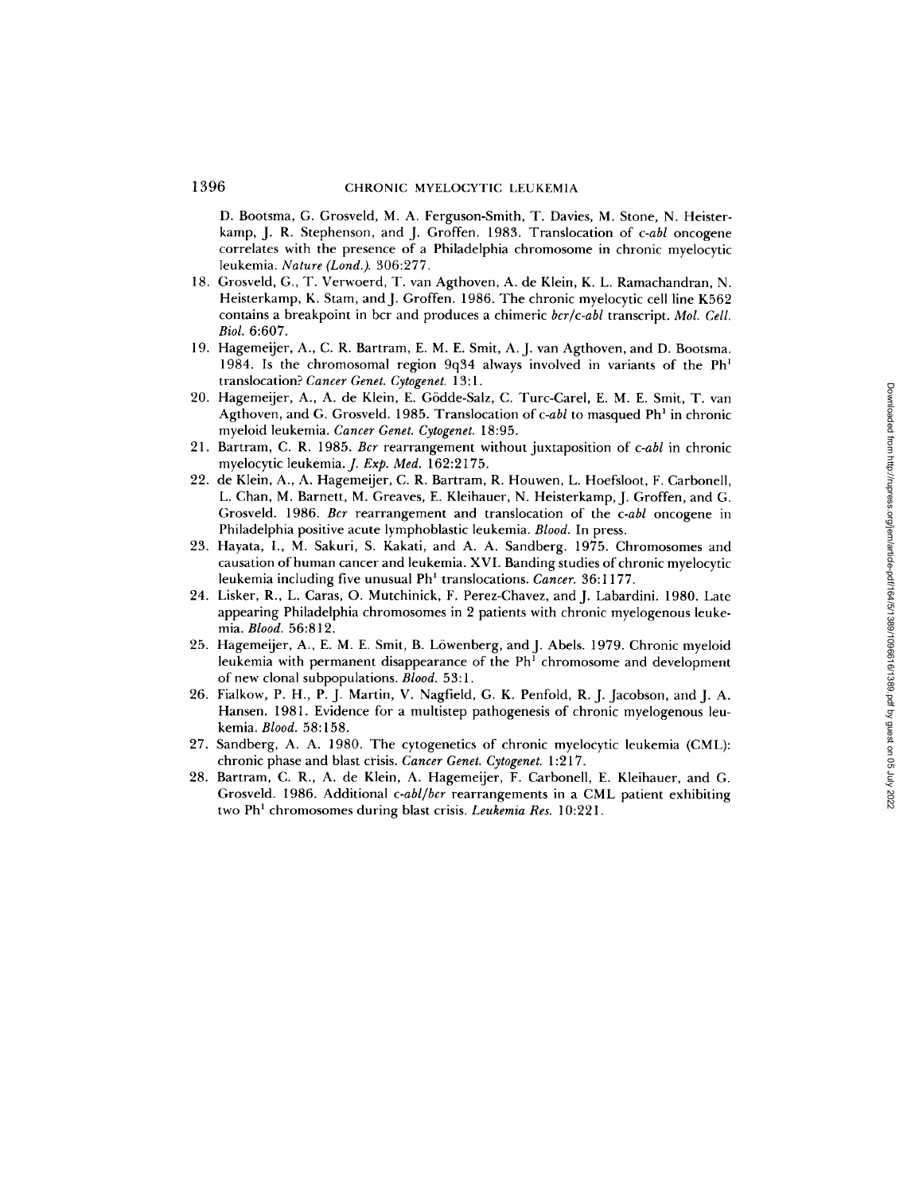D. Bootsma, G. Grosveld, M. A. Ferguson-Smith, T. Davies, M. Stone, N. Heisterkamp, J. R. Stephenson, and J. Groffen. 1983. Translocation of *c-abl* oncogene correlates with the presence of a Philadelphia chromosome in chronic myelocytic leukemia. *Nature (Lond.).* 306:277.

18. Grosveld, G., T. Verwoerd, T. van Agthoven, A. de Klein, K. L. Ramachandran, N. Heisterkamp, K. Stam, and J. Groffen. 1986. The chronic myelocytic cell line K562 contains a breakpoint in bcr and produces a chimeric *bcr/c-abl* transcript. *Mol. Cell. Biol.* 6:607.
19. Hagemeijer, A., C. R. Bartram, E. M. E. Smit, A. J. van Agthoven, and D. Bootsma. 1984. Is the chromosomal region 9q34 always involved in variants of the Ph[1] translocation? *Cancer Genet. Cytogenet.* 13:1.
20. Hagemeijer, A., A. de Klein, E. Gödde-Salz, C. Turc-Carel, E. M. E. Smit, T. van Agthoven, and G. Grosveld. 1985. Translocation of *c-abl* to masqued Ph[1] in chronic myeloid leukemia. *Cancer Genet. Cytogenet.* 18:95.
21. Bartram, C. R. 1985. *Bcr* rearrangement without juxtaposition of *c-abl* in chronic myelocytic leukemia. *J. Exp. Med.* 162:2175.
22. de Klein, A., A. Hagemeijer, C. R. Bartram, R. Houwen, L. Hoefsloot, F. Carbonell, L. Chan, M. Barnett, M. Greaves, E. Kleihauer, N. Heisterkamp, J. Groffen, and G. Grosveld. 1986. *Bcr* rearrangement and translocation of the *c-abl* oncogene in Philadelphia positive acute lymphoblastic leukemia. *Blood.* In press.
23. Hayata, I., M. Sakuri, S. Kakati, and A. A. Sandberg. 1975. Chromosomes and causation of human cancer and leukemia. XVI. Banding studies of chronic myelocytic leukemia including five unusual Ph[1] translocations. *Cancer.* 36:1177.
24. Lisker, R., L. Caras, O. Mutchinick, F. Perez-Chavez, and J. Labardini. 1980. Late appearing Philadelphia chromosomes in 2 patients with chronic myelogenous leukemia. *Blood.* 56:812.
25. Hagemeijer, A., E. M. E. Smit, B. Löwenberg, and J. Abels. 1979. Chronic myeloid leukemia with permanent disappearance of the Ph[1] chromosome and development of new clonal subpopulations. *Blood.* 53:1.
26. Fialkow, P. H., P. J. Martin, V. Nagfield, G. K. Penfold, R. J. Jacobson, and J. A. Hansen. 1981. Evidence for a multistep pathogenesis of chronic myelogenous leukemia. *Blood.* 58:158.
27. Sandberg, A. A. 1980. The cytogenetics of chronic myelocytic leukemia (CML): chronic phase and blast crisis. *Cancer Genet. Cytogenet.* 1:217.
28. Bartram, C. R., A. de Klein, A. Hagemeijer, F. Carbonell, E. Kleihauer, and G. Grosveld. 1986. Additional *c-abl/bcr* rearrangements in a CML patient exhibiting two Ph[1] chromosomes during blast crisis. *Leukemia Res.* 10:221.